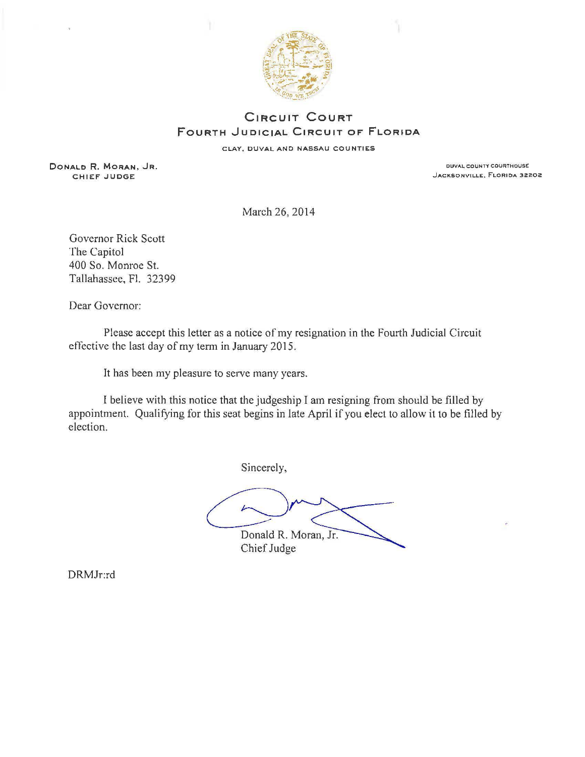# CIRCUIT COURT
## FOURTH JUDICIAL CIRCUIT OF FLORIDA

CLAY, DUVAL AND NASSAU COUNTIES

**DONALD R. MORAN, JR.**
CHIEF JUDGE

DUVAL COUNTY COURTHOUSE
JACKSONVILLE, FLORIDA 32202

March 26, 2014

Governor Rick Scott
The Capitol
400 So. Monroe St.
Tallahassee, Fl. 32399

Dear Governor:

Please accept this letter as a notice of my resignation in the Fourth Judicial Circuit effective the last day of my term in January 2015.

It has been my pleasure to serve many years.

I believe with this notice that the judgeship I am resigning from should be filled by appointment. Qualifying for this seat begins in late April if you elect to allow it to be filled by election.

Sincerely,

Donald R. Moran, Jr.
Chief Judge

DRMJr:rd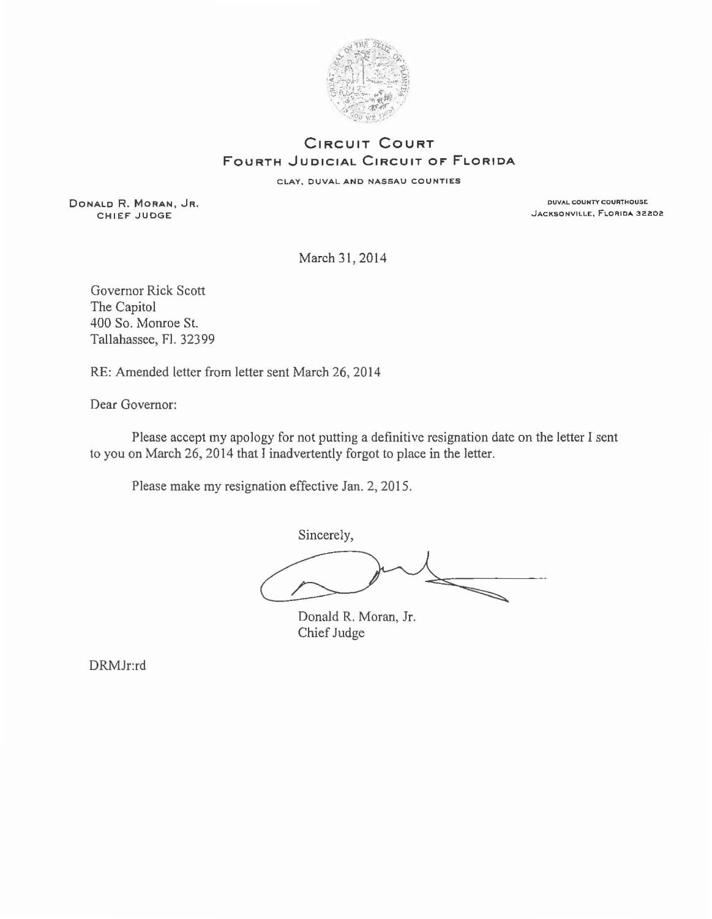# Circuit Court

## Fourth Judicial Circuit of Florida

CLAY, DUVAL AND NASSAU COUNTIES

DONALD R. MORAN, JR.
CHIEF JUDGE

DUVAL COUNTY COURTHOUSE
JACKSONVILLE, FLORIDA 32202

March 31, 2014

Governor Rick Scott
The Capitol
400 So. Monroe St.
Tallahassee, Fl. 32399

RE: Amended letter from letter sent March 26, 2014

Dear Governor:

Please accept my apology for not putting a definitive resignation date on the letter I sent to you on March 26, 2014 that I inadvertently forgot to place in the letter.

Please make my resignation effective Jan. 2, 2015.

Sincerely,

Donald R. Moran, Jr.
Chief Judge

DRMJr:rd